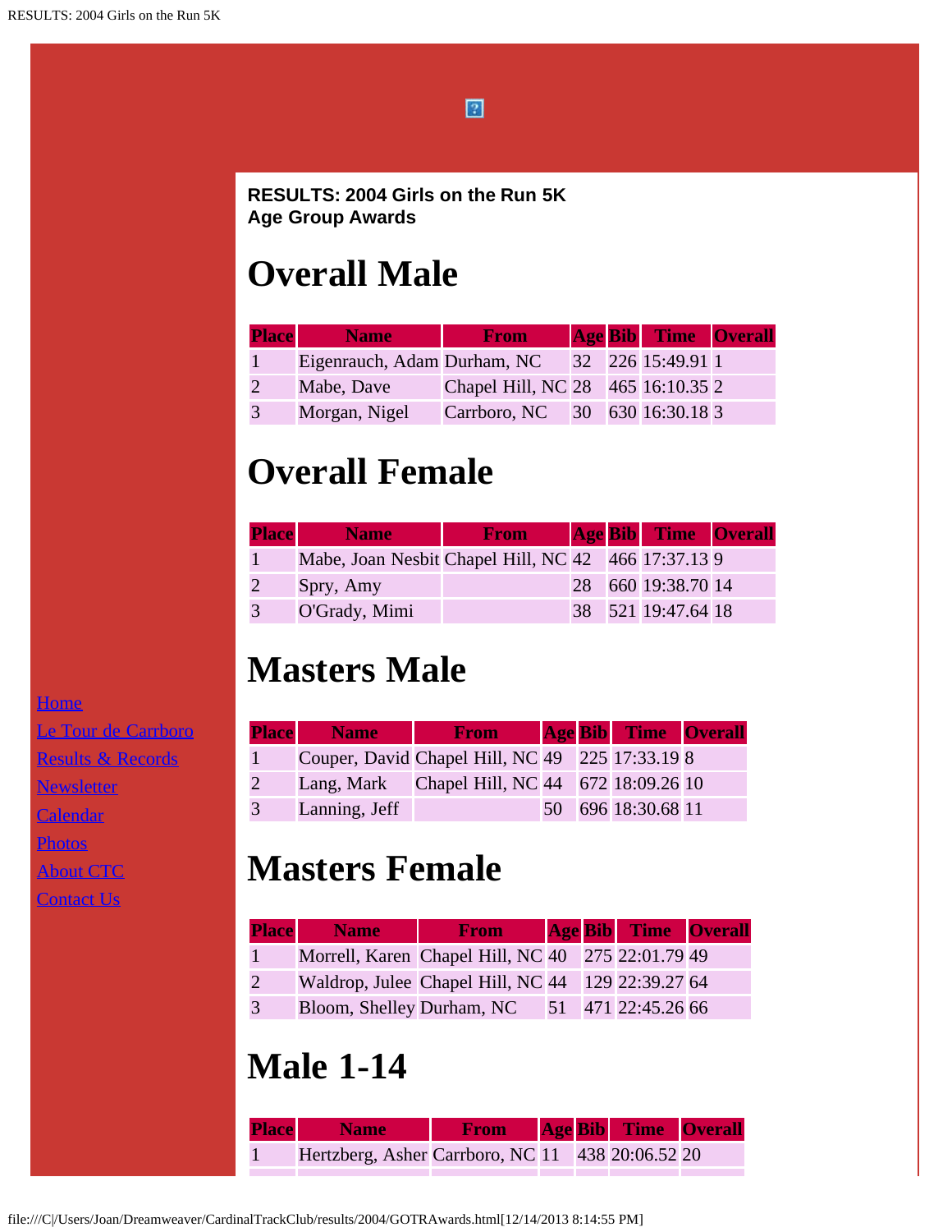**RESULTS: 2004 Girls on the Run 5K**
**Age Group Awards**

# Overall Male

| Place | Name | From | Age | Bib | Time | Overall |
|---|---|---|---|---|---|---|
| 1 | Eigenrauch, Adam | Durham, NC | 32 | 226 | 15:49.91 | 1 |
| 2 | Mabe, Dave | Chapel Hill, NC | 28 | 465 | 16:10.35 | 2 |
| 3 | Morgan, Nigel | Carrboro, NC | 30 | 630 | 16:30.18 | 3 |

# Overall Female

| Place | Name | From | Age | Bib | Time | Overall |
|---|---|---|---|---|---|---|
| 1 | Mabe, Joan Nesbit | Chapel Hill, NC | 42 | 466 | 17:37.13 | 9 |
| 2 | Spry, Amy | | 28 | 660 | 19:38.70 | 14 |
| 3 | O'Grady, Mimi | | 38 | 521 | 19:47.64 | 18 |

# Masters Male

| Place | Name | From | Age | Bib | Time | Overall |
|---|---|---|---|---|---|---|
| 1 | Couper, David | Chapel Hill, NC | 49 | 225 | 17:33.19 | 8 |
| 2 | Lang, Mark | Chapel Hill, NC | 44 | 672 | 18:09.26 | 10 |
| 3 | Lanning, Jeff | | 50 | 696 | 18:30.68 | 11 |

# Masters Female

| Place | Name | From | Age | Bib | Time | Overall |
|---|---|---|---|---|---|---|
| 1 | Morrell, Karen | Chapel Hill, NC | 40 | 275 | 22:01.79 | 49 |
| 2 | Waldrop, Julee | Chapel Hill, NC | 44 | 129 | 22:39.27 | 64 |
| 3 | Bloom, Shelley | Durham, NC | 51 | 471 | 22:45.26 | 66 |

# Male 1-14

| Place | Name | From | Age | Bib | Time | Overall |
|---|---|---|---|---|---|---|
| 1 | Hertzberg, Asher | Carrboro, NC | 11 | 438 | 20:06.52 | 20 |

[Home](#)
[Le Tour de Carrboro](#)
[Results & Records](#)
[Newsletter](#)
[Calendar](#)
[Photos](#)
[About CTC](#)
[Contact Us](#)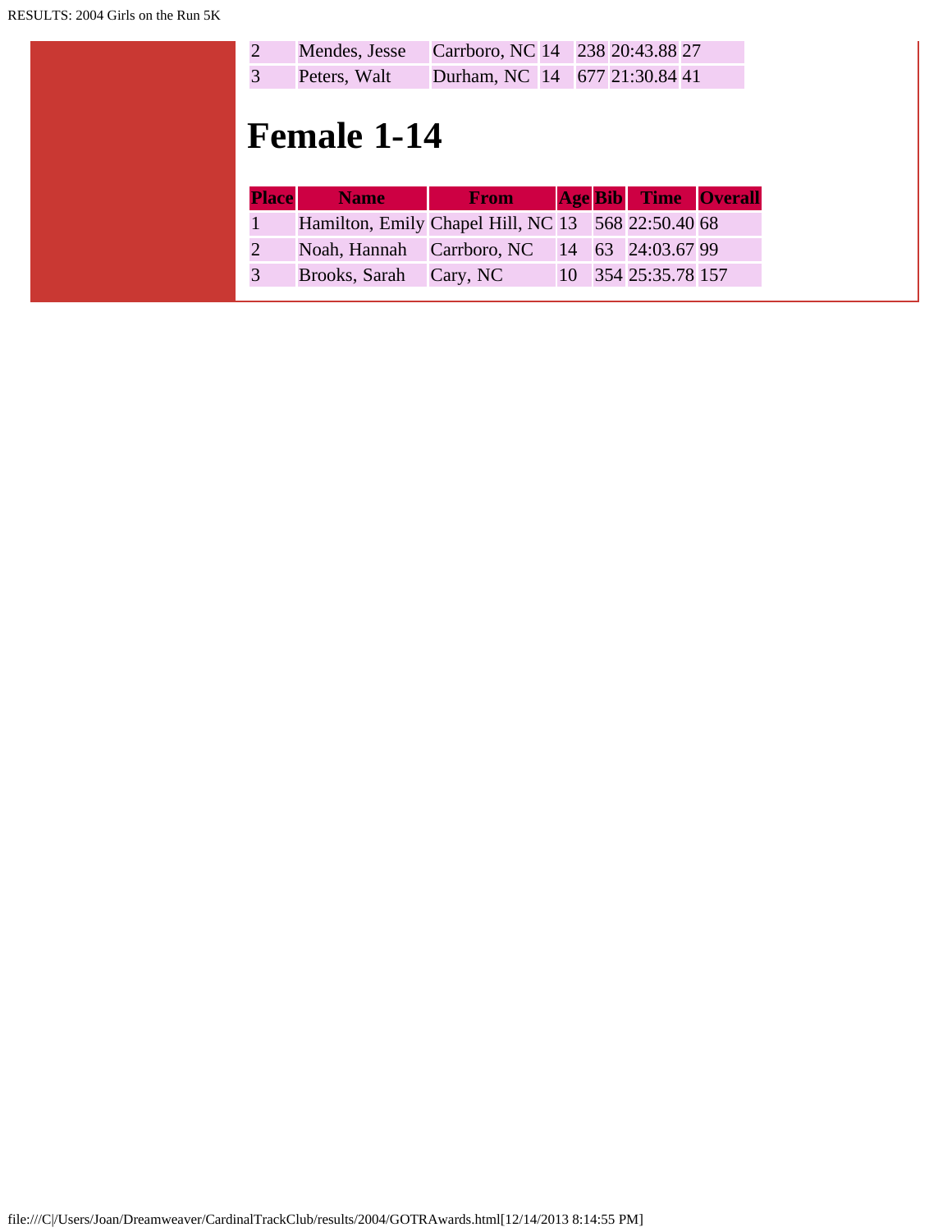| | | | | | | |
|---|---|---|---|---|---|---|
| 2 | Mendes, Jesse | Carrboro, NC | 14 | 238 | 20:43.88 | 27 |
| 3 | Peters, Walt | Durham, NC | 14 | 677 | 21:30.84 | 41 |

# Female 1-14

| Place | Name | From | Age | Bib | Time | Overall |
|---|---|---|---|---|---|---|
| 1 | Hamilton, Emily | Chapel Hill, NC | 13 | 568 | 22:50.40 | 68 |
| 2 | Noah, Hannah | Carrboro, NC | 14 | 63 | 24:03.67 | 99 |
| 3 | Brooks, Sarah | Cary, NC | 10 | 354 | 25:35.78 | 157 |